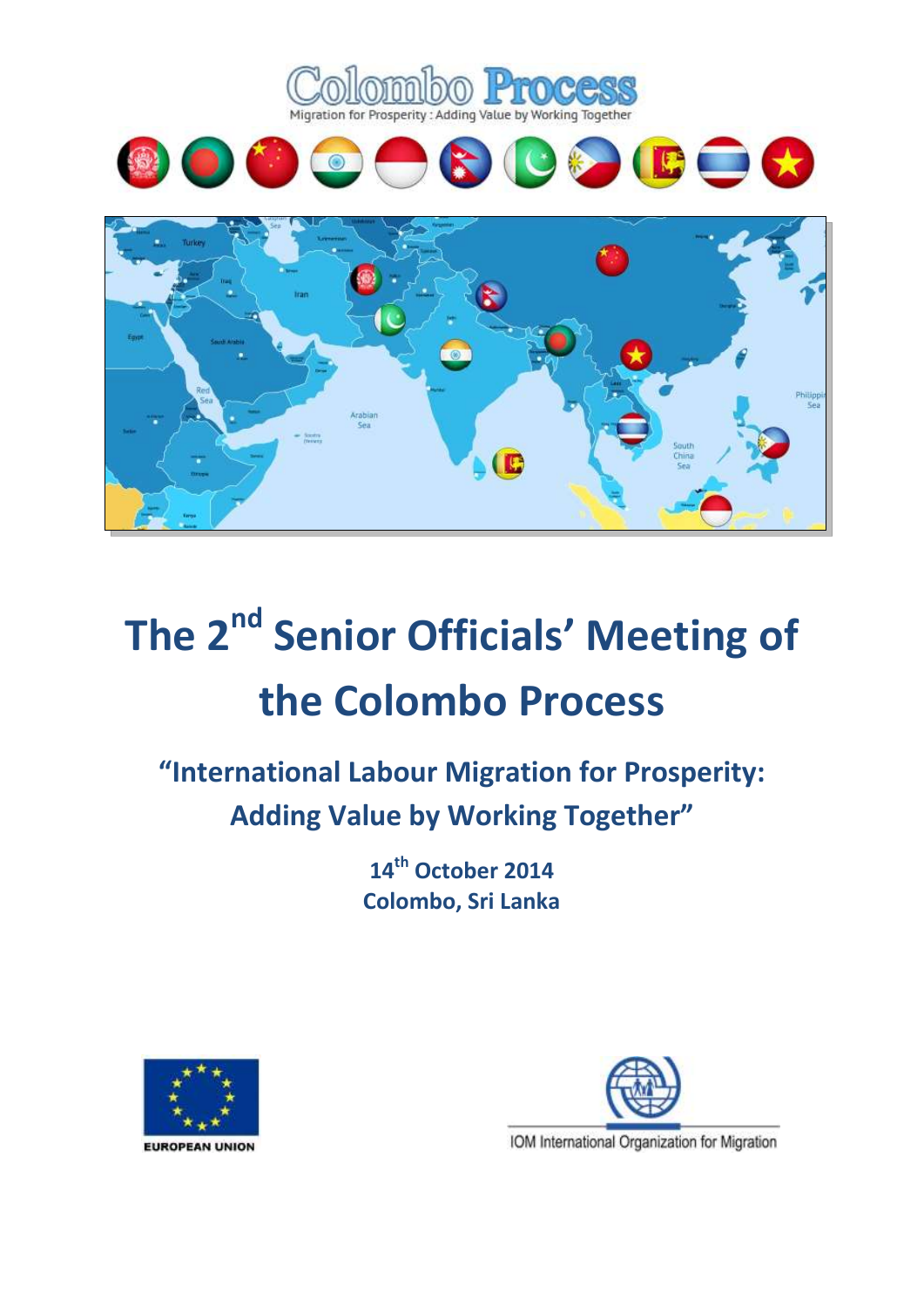Colombo Process

Migration for Prosperity : Adding Value by Working Together

# The 2nd Senior Officials' Meeting of the Colombo Process

## "International Labour Migration for Prosperity: Adding Value by Working Together"

**14th October 2014**
**Colombo, Sri Lanka**

EUROPEAN UNION

IOM International Organization for Migration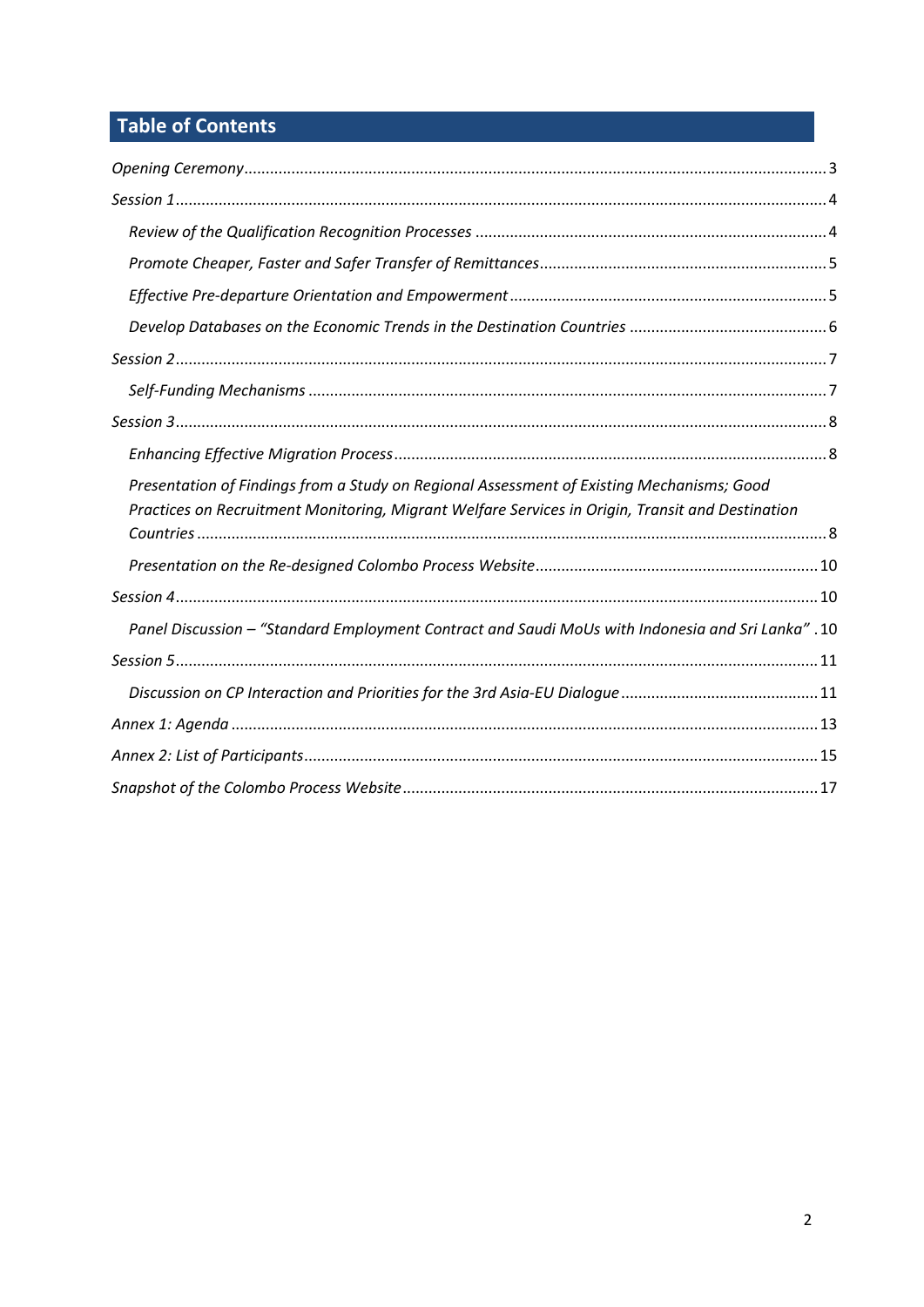## Table of Contents

*Opening Ceremony* ........ 3

*Session 1* ........ 4

- *Review of the Qualification Recognition Processes* ........ 4
- *Promote Cheaper, Faster and Safer Transfer of Remittances* ........ 5
- *Effective Pre-departure Orientation and Empowerment* ........ 5
- *Develop Databases on the Economic Trends in the Destination Countries* ........ 6

*Session 2* ........ 7

- *Self-Funding Mechanisms* ........ 7

*Session 3* ........ 8

- *Enhancing Effective Migration Process* ........ 8
- *Presentation of Findings from a Study on Regional Assessment of Existing Mechanisms; Good Practices on Recruitment Monitoring, Migrant Welfare Services in Origin, Transit and Destination Countries* ........ 8
- *Presentation on the Re-designed Colombo Process Website* ........ 10

*Session 4* ........ 10

- *Panel Discussion – "Standard Employment Contract and Saudi MoUs with Indonesia and Sri Lanka"* . 10

*Session 5* ........ 11

- *Discussion on CP Interaction and Priorities for the 3rd Asia-EU Dialogue* ........ 11

*Annex 1: Agenda* ........ 13

*Annex 2: List of Participants* ........ 15

*Snapshot of the Colombo Process Website* ........ 17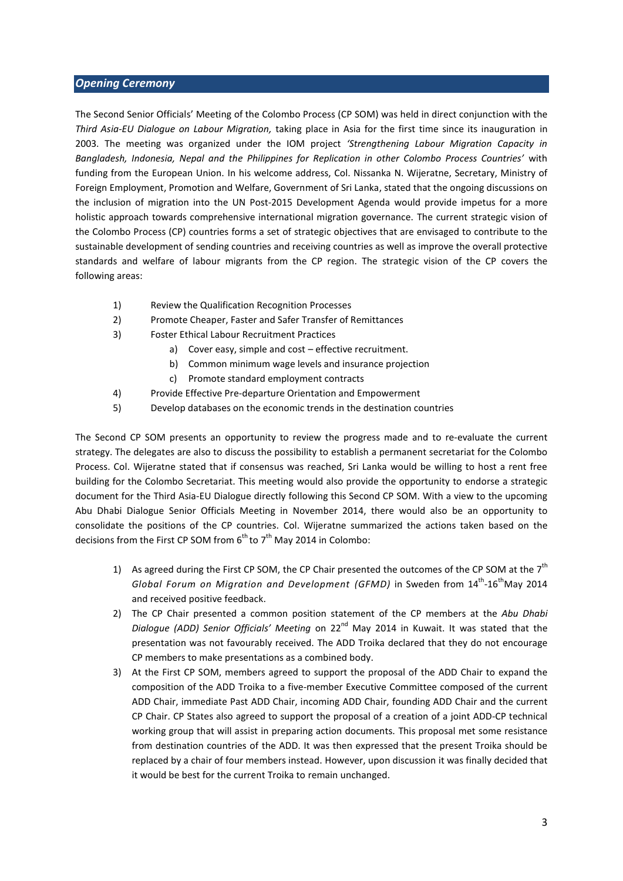## *Opening Ceremony*

The Second Senior Officials' Meeting of the Colombo Process (CP SOM) was held in direct conjunction with the *Third Asia-EU Dialogue on Labour Migration,* taking place in Asia for the first time since its inauguration in 2003. The meeting was organized under the IOM project *'Strengthening Labour Migration Capacity in Bangladesh, Indonesia, Nepal and the Philippines for Replication in other Colombo Process Countries'* with funding from the European Union. In his welcome address, Col. Nissanka N. Wijeratne, Secretary, Ministry of Foreign Employment, Promotion and Welfare, Government of Sri Lanka, stated that the ongoing discussions on the inclusion of migration into the UN Post-2015 Development Agenda would provide impetus for a more holistic approach towards comprehensive international migration governance. The current strategic vision of the Colombo Process (CP) countries forms a set of strategic objectives that are envisaged to contribute to the sustainable development of sending countries and receiving countries as well as improve the overall protective standards and welfare of labour migrants from the CP region. The strategic vision of the CP covers the following areas:

1) Review the Qualification Recognition Processes
2) Promote Cheaper, Faster and Safer Transfer of Remittances
3) Foster Ethical Labour Recruitment Practices
    a) Cover easy, simple and cost – effective recruitment.
    b) Common minimum wage levels and insurance projection
    c) Promote standard employment contracts
4) Provide Effective Pre-departure Orientation and Empowerment
5) Develop databases on the economic trends in the destination countries

The Second CP SOM presents an opportunity to review the progress made and to re-evaluate the current strategy. The delegates are also to discuss the possibility to establish a permanent secretariat for the Colombo Process. Col. Wijeratne stated that if consensus was reached, Sri Lanka would be willing to host a rent free building for the Colombo Secretariat. This meeting would also provide the opportunity to endorse a strategic document for the Third Asia-EU Dialogue directly following this Second CP SOM. With a view to the upcoming Abu Dhabi Dialogue Senior Officials Meeting in November 2014, there would also be an opportunity to consolidate the positions of the CP countries. Col. Wijeratne summarized the actions taken based on the decisions from the First CP SOM from 6th to 7th May 2014 in Colombo:

1) As agreed during the First CP SOM, the CP Chair presented the outcomes of the CP SOM at the 7th *Global Forum on Migration and Development (GFMD)* in Sweden from 14th-16th May 2014 and received positive feedback.
2) The CP Chair presented a common position statement of the CP members at the *Abu Dhabi Dialogue (ADD) Senior Officials' Meeting* on 22nd May 2014 in Kuwait. It was stated that the presentation was not favourably received. The ADD Troika declared that they do not encourage CP members to make presentations as a combined body.
3) At the First CP SOM, members agreed to support the proposal of the ADD Chair to expand the composition of the ADD Troika to a five-member Executive Committee composed of the current ADD Chair, immediate Past ADD Chair, incoming ADD Chair, founding ADD Chair and the current CP Chair. CP States also agreed to support the proposal of a creation of a joint ADD-CP technical working group that will assist in preparing action documents. This proposal met some resistance from destination countries of the ADD. It was then expressed that the present Troika should be replaced by a chair of four members instead. However, upon discussion it was finally decided that it would be best for the current Troika to remain unchanged.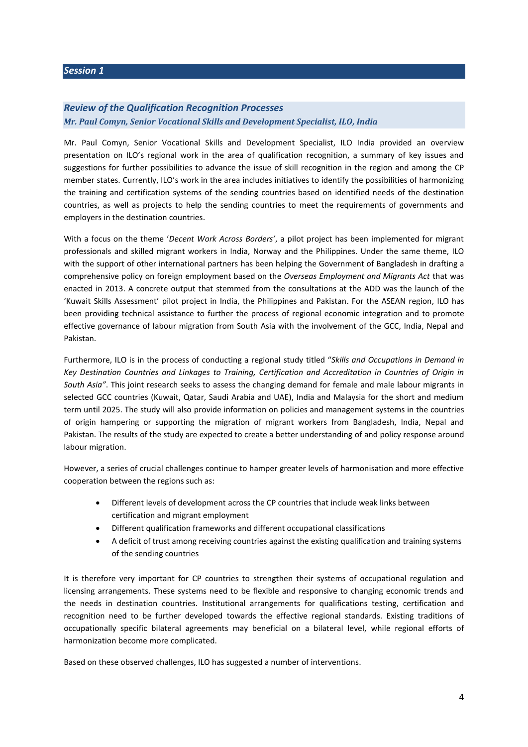## *Session 1*

### *Review of the Qualification Recognition Processes*

***Mr. Paul Comyn, Senior Vocational Skills and Development Specialist, ILO, India***

Mr. Paul Comyn, Senior Vocational Skills and Development Specialist, ILO India provided an overview presentation on ILO's regional work in the area of qualification recognition, a summary of key issues and suggestions for further possibilities to advance the issue of skill recognition in the region and among the CP member states. Currently, ILO's work in the area includes initiatives to identify the possibilities of harmonizing the training and certification systems of the sending countries based on identified needs of the destination countries, as well as projects to help the sending countries to meet the requirements of governments and employers in the destination countries.

With a focus on the theme '*Decent Work Across Borders*', a pilot project has been implemented for migrant professionals and skilled migrant workers in India, Norway and the Philippines. Under the same theme, ILO with the support of other international partners has been helping the Government of Bangladesh in drafting a comprehensive policy on foreign employment based on the *Overseas Employment and Migrants Act* that was enacted in 2013. A concrete output that stemmed from the consultations at the ADD was the launch of the 'Kuwait Skills Assessment' pilot project in India, the Philippines and Pakistan. For the ASEAN region, ILO has been providing technical assistance to further the process of regional economic integration and to promote effective governance of labour migration from South Asia with the involvement of the GCC, India, Nepal and Pakistan.

Furthermore, ILO is in the process of conducting a regional study titled "*Skills and Occupations in Demand in Key Destination Countries and Linkages to Training, Certification and Accreditation in Countries of Origin in South Asia"*. This joint research seeks to assess the changing demand for female and male labour migrants in selected GCC countries (Kuwait, Qatar, Saudi Arabia and UAE), India and Malaysia for the short and medium term until 2025. The study will also provide information on policies and management systems in the countries of origin hampering or supporting the migration of migrant workers from Bangladesh, India, Nepal and Pakistan. The results of the study are expected to create a better understanding of and policy response around labour migration.

However, a series of crucial challenges continue to hamper greater levels of harmonisation and more effective cooperation between the regions such as:

- Different levels of development across the CP countries that include weak links between certification and migrant employment
- Different qualification frameworks and different occupational classifications
- A deficit of trust among receiving countries against the existing qualification and training systems of the sending countries

It is therefore very important for CP countries to strengthen their systems of occupational regulation and licensing arrangements. These systems need to be flexible and responsive to changing economic trends and the needs in destination countries. Institutional arrangements for qualifications testing, certification and recognition need to be further developed towards the effective regional standards. Existing traditions of occupationally specific bilateral agreements may beneficial on a bilateral level, while regional efforts of harmonization become more complicated.

Based on these observed challenges, ILO has suggested a number of interventions.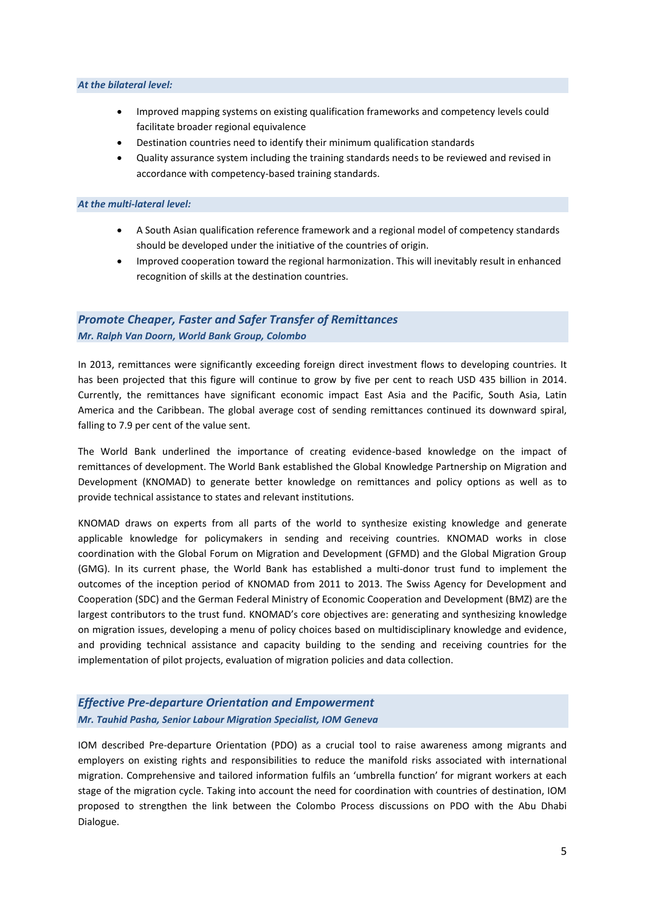***At the bilateral level:***

- Improved mapping systems on existing qualification frameworks and competency levels could facilitate broader regional equivalence
- Destination countries need to identify their minimum qualification standards
- Quality assurance system including the training standards needs to be reviewed and revised in accordance with competency-based training standards.

***At the multi-lateral level:***

- A South Asian qualification reference framework and a regional model of competency standards should be developed under the initiative of the countries of origin.
- Improved cooperation toward the regional harmonization. This will inevitably result in enhanced recognition of skills at the destination countries.

## *Promote Cheaper, Faster and Safer Transfer of Remittances*

***Mr. Ralph Van Doorn, World Bank Group, Colombo***

In 2013, remittances were significantly exceeding foreign direct investment flows to developing countries. It has been projected that this figure will continue to grow by five per cent to reach USD 435 billion in 2014. Currently, the remittances have significant economic impact East Asia and the Pacific, South Asia, Latin America and the Caribbean. The global average cost of sending remittances continued its downward spiral, falling to 7.9 per cent of the value sent.

The World Bank underlined the importance of creating evidence-based knowledge on the impact of remittances of development. The World Bank established the Global Knowledge Partnership on Migration and Development (KNOMAD) to generate better knowledge on remittances and policy options as well as to provide technical assistance to states and relevant institutions.

KNOMAD draws on experts from all parts of the world to synthesize existing knowledge and generate applicable knowledge for policymakers in sending and receiving countries. KNOMAD works in close coordination with the Global Forum on Migration and Development (GFMD) and the Global Migration Group (GMG). In its current phase, the World Bank has established a multi-donor trust fund to implement the outcomes of the inception period of KNOMAD from 2011 to 2013. The Swiss Agency for Development and Cooperation (SDC) and the German Federal Ministry of Economic Cooperation and Development (BMZ) are the largest contributors to the trust fund. KNOMAD's core objectives are: generating and synthesizing knowledge on migration issues, developing a menu of policy choices based on multidisciplinary knowledge and evidence, and providing technical assistance and capacity building to the sending and receiving countries for the implementation of pilot projects, evaluation of migration policies and data collection.

## *Effective Pre-departure Orientation and Empowerment*

***Mr. Tauhid Pasha, Senior Labour Migration Specialist, IOM Geneva***

IOM described Pre-departure Orientation (PDO) as a crucial tool to raise awareness among migrants and employers on existing rights and responsibilities to reduce the manifold risks associated with international migration. Comprehensive and tailored information fulfils an 'umbrella function' for migrant workers at each stage of the migration cycle. Taking into account the need for coordination with countries of destination, IOM proposed to strengthen the link between the Colombo Process discussions on PDO with the Abu Dhabi Dialogue.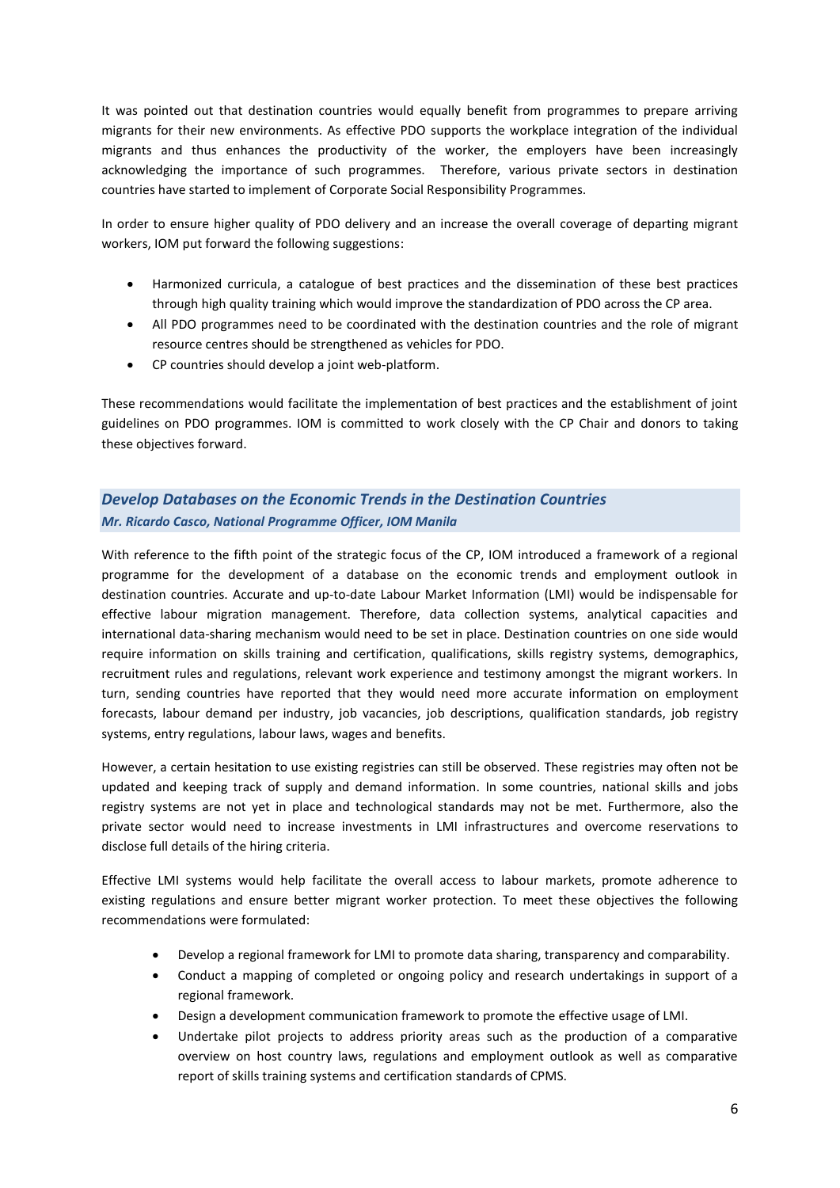It was pointed out that destination countries would equally benefit from programmes to prepare arriving migrants for their new environments. As effective PDO supports the workplace integration of the individual migrants and thus enhances the productivity of the worker, the employers have been increasingly acknowledging the importance of such programmes. Therefore, various private sectors in destination countries have started to implement of Corporate Social Responsibility Programmes.

In order to ensure higher quality of PDO delivery and an increase the overall coverage of departing migrant workers, IOM put forward the following suggestions:

- Harmonized curricula, a catalogue of best practices and the dissemination of these best practices through high quality training which would improve the standardization of PDO across the CP area.
- All PDO programmes need to be coordinated with the destination countries and the role of migrant resource centres should be strengthened as vehicles for PDO.
- CP countries should develop a joint web-platform.

These recommendations would facilitate the implementation of best practices and the establishment of joint guidelines on PDO programmes. IOM is committed to work closely with the CP Chair and donors to taking these objectives forward.

### *Develop Databases on the Economic Trends in the Destination Countries*
***Mr. Ricardo Casco, National Programme Officer, IOM Manila***

With reference to the fifth point of the strategic focus of the CP, IOM introduced a framework of a regional programme for the development of a database on the economic trends and employment outlook in destination countries. Accurate and up-to-date Labour Market Information (LMI) would be indispensable for effective labour migration management. Therefore, data collection systems, analytical capacities and international data-sharing mechanism would need to be set in place. Destination countries on one side would require information on skills training and certification, qualifications, skills registry systems, demographics, recruitment rules and regulations, relevant work experience and testimony amongst the migrant workers. In turn, sending countries have reported that they would need more accurate information on employment forecasts, labour demand per industry, job vacancies, job descriptions, qualification standards, job registry systems, entry regulations, labour laws, wages and benefits.

However, a certain hesitation to use existing registries can still be observed. These registries may often not be updated and keeping track of supply and demand information. In some countries, national skills and jobs registry systems are not yet in place and technological standards may not be met. Furthermore, also the private sector would need to increase investments in LMI infrastructures and overcome reservations to disclose full details of the hiring criteria.

Effective LMI systems would help facilitate the overall access to labour markets, promote adherence to existing regulations and ensure better migrant worker protection. To meet these objectives the following recommendations were formulated:

- Develop a regional framework for LMI to promote data sharing, transparency and comparability.
- Conduct a mapping of completed or ongoing policy and research undertakings in support of a regional framework.
- Design a development communication framework to promote the effective usage of LMI.
- Undertake pilot projects to address priority areas such as the production of a comparative overview on host country laws, regulations and employment outlook as well as comparative report of skills training systems and certification standards of CPMS.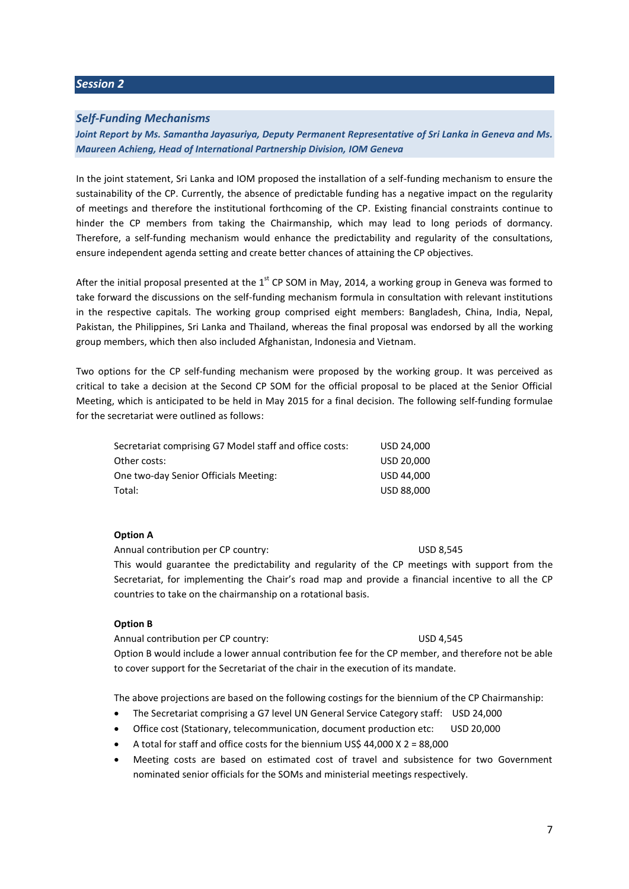## Session 2

### *Self-Funding Mechanisms*

***Joint Report by Ms. Samantha Jayasuriya, Deputy Permanent Representative of Sri Lanka in Geneva and Ms. Maureen Achieng, Head of International Partnership Division, IOM Geneva***

In the joint statement, Sri Lanka and IOM proposed the installation of a self-funding mechanism to ensure the sustainability of the CP. Currently, the absence of predictable funding has a negative impact on the regularity of meetings and therefore the institutional forthcoming of the CP. Existing financial constraints continue to hinder the CP members from taking the Chairmanship, which may lead to long periods of dormancy. Therefore, a self-funding mechanism would enhance the predictability and regularity of the consultations, ensure independent agenda setting and create better chances of attaining the CP objectives.

After the initial proposal presented at the 1st CP SOM in May, 2014, a working group in Geneva was formed to take forward the discussions on the self-funding mechanism formula in consultation with relevant institutions in the respective capitals. The working group comprised eight members: Bangladesh, China, India, Nepal, Pakistan, the Philippines, Sri Lanka and Thailand, whereas the final proposal was endorsed by all the working group members, which then also included Afghanistan, Indonesia and Vietnam.

Two options for the CP self-funding mechanism were proposed by the working group. It was perceived as critical to take a decision at the Second CP SOM for the official proposal to be placed at the Senior Official Meeting, which is anticipated to be held in May 2015 for a final decision. The following self-funding formulae for the secretariat were outlined as follows:

| | |
|---|---|
| Secretariat comprising G7 Model staff and office costs: | USD 24,000 |
| Other costs: | USD 20,000 |
| One two-day Senior Officials Meeting: | USD 44,000 |
| Total: | USD 88,000 |

**Option A**

Annual contribution per CP country: USD 8,545

This would guarantee the predictability and regularity of the CP meetings with support from the Secretariat, for implementing the Chair's road map and provide a financial incentive to all the CP countries to take on the chairmanship on a rotational basis.

**Option B**

Annual contribution per CP country: USD 4,545

Option B would include a lower annual contribution fee for the CP member, and therefore not be able to cover support for the Secretariat of the chair in the execution of its mandate.

The above projections are based on the following costings for the biennium of the CP Chairmanship:

- The Secretariat comprising a G7 level UN General Service Category staff: USD 24,000
- Office cost (Stationary, telecommunication, document production etc: USD 20,000
- A total for staff and office costs for the biennium US$ 44,000 X 2 = 88,000
- Meeting costs are based on estimated cost of travel and subsistence for two Government nominated senior officials for the SOMs and ministerial meetings respectively.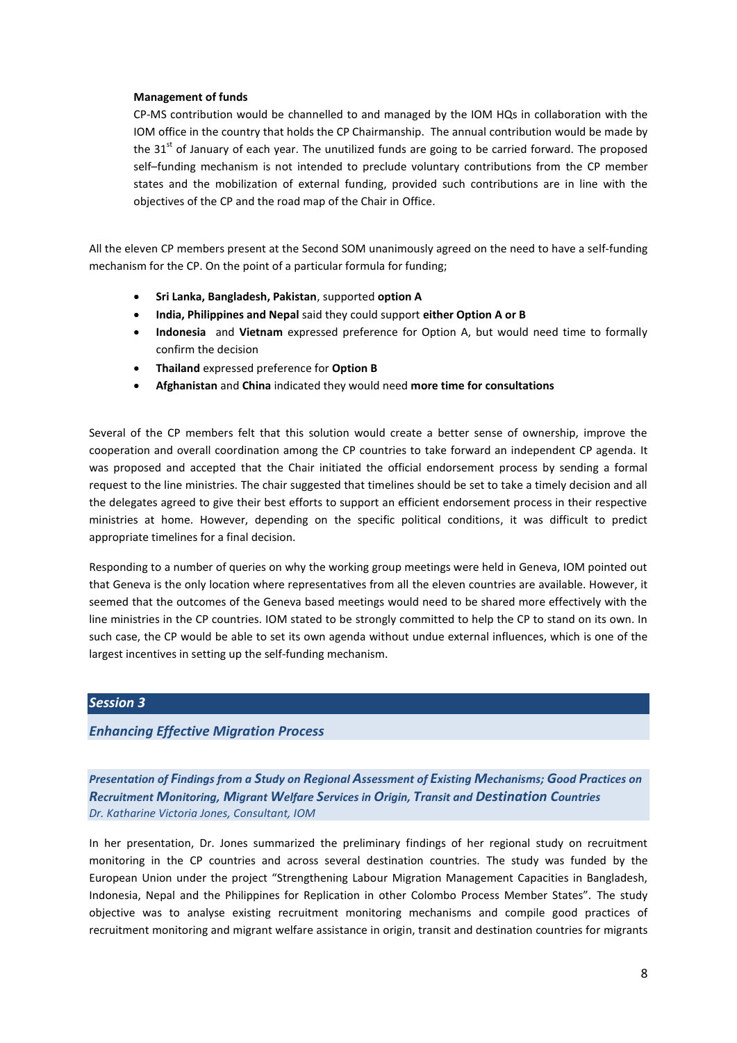**Management of funds**

CP-MS contribution would be channelled to and managed by the IOM HQs in collaboration with the IOM office in the country that holds the CP Chairmanship. The annual contribution would be made by the 31st of January of each year. The unutilized funds are going to be carried forward. The proposed self–funding mechanism is not intended to preclude voluntary contributions from the CP member states and the mobilization of external funding, provided such contributions are in line with the objectives of the CP and the road map of the Chair in Office.

All the eleven CP members present at the Second SOM unanimously agreed on the need to have a self-funding mechanism for the CP. On the point of a particular formula for funding;

- **Sri Lanka, Bangladesh, Pakistan**, supported **option A**
- **India, Philippines and Nepal** said they could support **either Option A or B**
- **Indonesia** and **Vietnam** expressed preference for Option A, but would need time to formally confirm the decision
- **Thailand** expressed preference for **Option B**
- **Afghanistan** and **China** indicated they would need **more time for consultations**

Several of the CP members felt that this solution would create a better sense of ownership, improve the cooperation and overall coordination among the CP countries to take forward an independent CP agenda. It was proposed and accepted that the Chair initiated the official endorsement process by sending a formal request to the line ministries. The chair suggested that timelines should be set to take a timely decision and all the delegates agreed to give their best efforts to support an efficient endorsement process in their respective ministries at home. However, depending on the specific political conditions, it was difficult to predict appropriate timelines for a final decision.

Responding to a number of queries on why the working group meetings were held in Geneva, IOM pointed out that Geneva is the only location where representatives from all the eleven countries are available. However, it seemed that the outcomes of the Geneva based meetings would need to be shared more effectively with the line ministries in the CP countries. IOM stated to be strongly committed to help the CP to stand on its own. In such case, the CP would be able to set its own agenda without undue external influences, which is one of the largest incentives in setting up the self-funding mechanism.

## *Session 3*

### *Enhancing Effective Migration Process*

#### *Presentation of Findings from a Study on Regional Assessment of Existing Mechanisms; Good Practices on Recruitment Monitoring, Migrant Welfare Services in Origin, Transit and Destination Countries*

*Dr. Katharine Victoria Jones, Consultant, IOM*

In her presentation, Dr. Jones summarized the preliminary findings of her regional study on recruitment monitoring in the CP countries and across several destination countries. The study was funded by the European Union under the project "Strengthening Labour Migration Management Capacities in Bangladesh, Indonesia, Nepal and the Philippines for Replication in other Colombo Process Member States". The study objective was to analyse existing recruitment monitoring mechanisms and compile good practices of recruitment monitoring and migrant welfare assistance in origin, transit and destination countries for migrants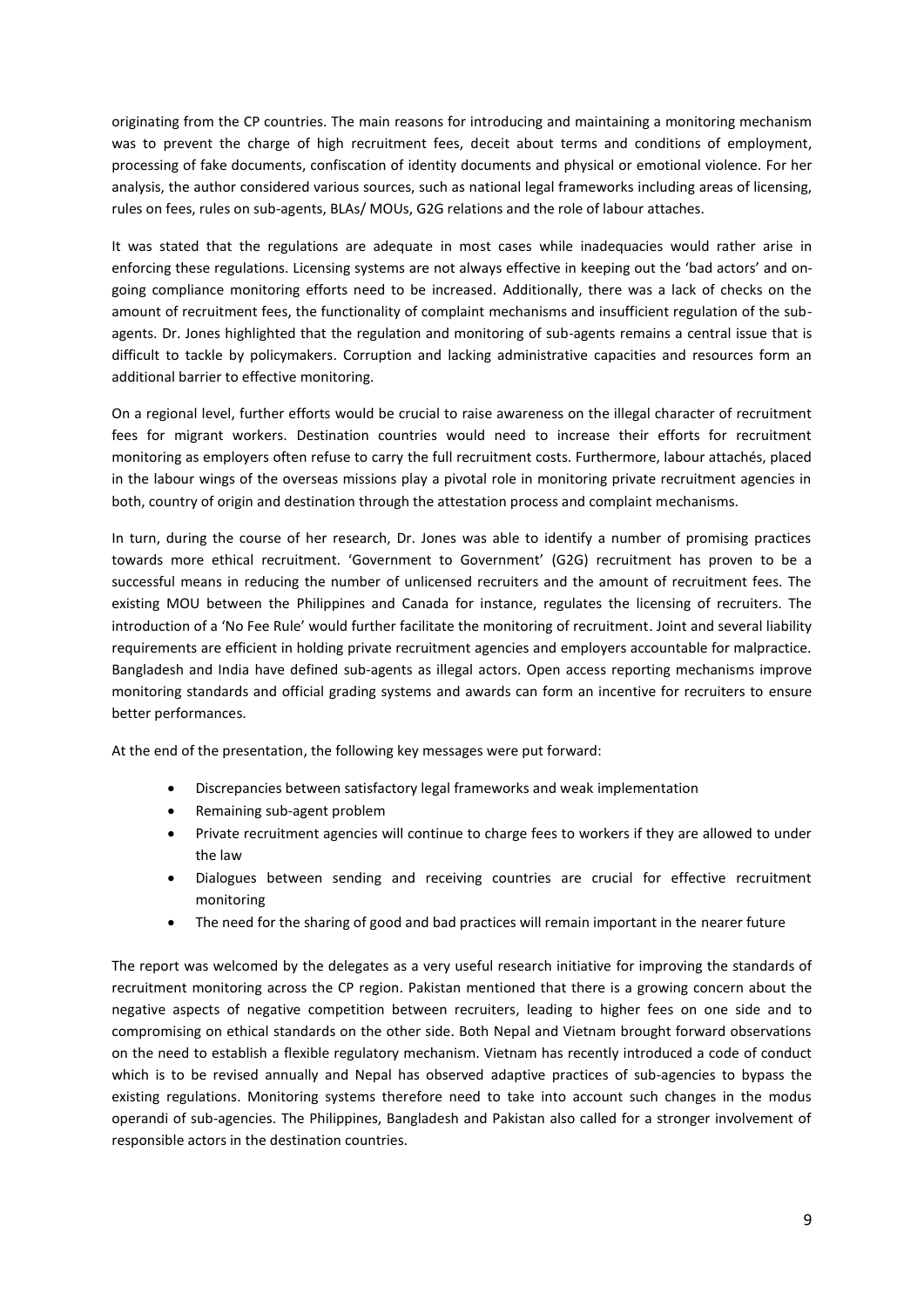originating from the CP countries. The main reasons for introducing and maintaining a monitoring mechanism was to prevent the charge of high recruitment fees, deceit about terms and conditions of employment, processing of fake documents, confiscation of identity documents and physical or emotional violence. For her analysis, the author considered various sources, such as national legal frameworks including areas of licensing, rules on fees, rules on sub-agents, BLAs/ MOUs, G2G relations and the role of labour attaches.

It was stated that the regulations are adequate in most cases while inadequacies would rather arise in enforcing these regulations. Licensing systems are not always effective in keeping out the 'bad actors' and on-going compliance monitoring efforts need to be increased. Additionally, there was a lack of checks on the amount of recruitment fees, the functionality of complaint mechanisms and insufficient regulation of the sub-agents. Dr. Jones highlighted that the regulation and monitoring of sub-agents remains a central issue that is difficult to tackle by policymakers. Corruption and lacking administrative capacities and resources form an additional barrier to effective monitoring.

On a regional level, further efforts would be crucial to raise awareness on the illegal character of recruitment fees for migrant workers. Destination countries would need to increase their efforts for recruitment monitoring as employers often refuse to carry the full recruitment costs. Furthermore, labour attachés, placed in the labour wings of the overseas missions play a pivotal role in monitoring private recruitment agencies in both, country of origin and destination through the attestation process and complaint mechanisms.

In turn, during the course of her research, Dr. Jones was able to identify a number of promising practices towards more ethical recruitment. 'Government to Government' (G2G) recruitment has proven to be a successful means in reducing the number of unlicensed recruiters and the amount of recruitment fees. The existing MOU between the Philippines and Canada for instance, regulates the licensing of recruiters. The introduction of a 'No Fee Rule' would further facilitate the monitoring of recruitment. Joint and several liability requirements are efficient in holding private recruitment agencies and employers accountable for malpractice. Bangladesh and India have defined sub-agents as illegal actors. Open access reporting mechanisms improve monitoring standards and official grading systems and awards can form an incentive for recruiters to ensure better performances.

At the end of the presentation, the following key messages were put forward:

- Discrepancies between satisfactory legal frameworks and weak implementation
- Remaining sub-agent problem
- Private recruitment agencies will continue to charge fees to workers if they are allowed to under the law
- Dialogues between sending and receiving countries are crucial for effective recruitment monitoring
- The need for the sharing of good and bad practices will remain important in the nearer future

The report was welcomed by the delegates as a very useful research initiative for improving the standards of recruitment monitoring across the CP region. Pakistan mentioned that there is a growing concern about the negative aspects of negative competition between recruiters, leading to higher fees on one side and to compromising on ethical standards on the other side. Both Nepal and Vietnam brought forward observations on the need to establish a flexible regulatory mechanism. Vietnam has recently introduced a code of conduct which is to be revised annually and Nepal has observed adaptive practices of sub-agencies to bypass the existing regulations. Monitoring systems therefore need to take into account such changes in the modus operandi of sub-agencies. The Philippines, Bangladesh and Pakistan also called for a stronger involvement of responsible actors in the destination countries.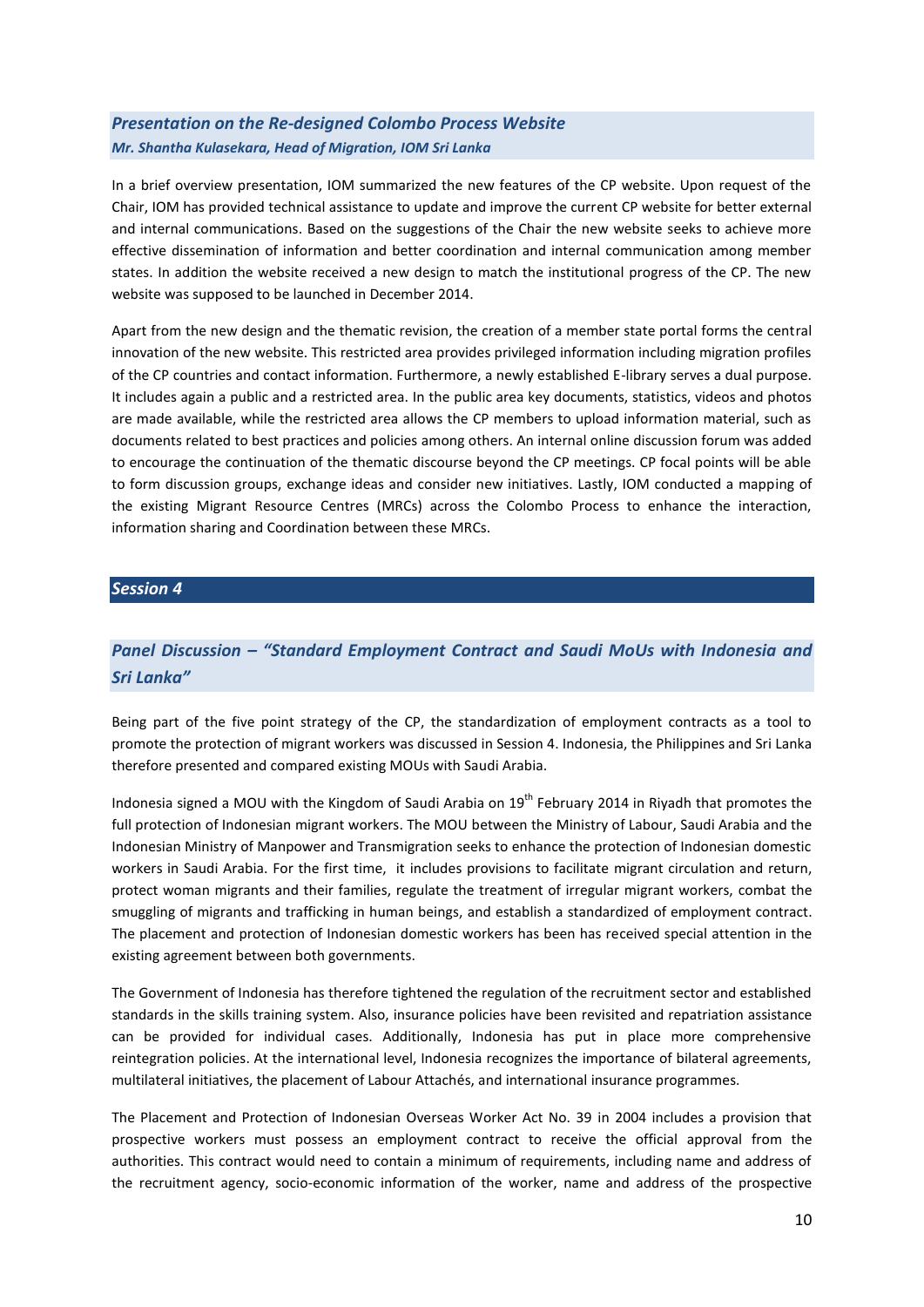### *Presentation on the Re-designed Colombo Process Website*

***Mr. Shantha Kulasekara, Head of Migration, IOM Sri Lanka***

In a brief overview presentation, IOM summarized the new features of the CP website. Upon request of the Chair, IOM has provided technical assistance to update and improve the current CP website for better external and internal communications. Based on the suggestions of the Chair the new website seeks to achieve more effective dissemination of information and better coordination and internal communication among member states. In addition the website received a new design to match the institutional progress of the CP. The new website was supposed to be launched in December 2014.

Apart from the new design and the thematic revision, the creation of a member state portal forms the central innovation of the new website. This restricted area provides privileged information including migration profiles of the CP countries and contact information. Furthermore, a newly established E-library serves a dual purpose. It includes again a public and a restricted area. In the public area key documents, statistics, videos and photos are made available, while the restricted area allows the CP members to upload information material, such as documents related to best practices and policies among others. An internal online discussion forum was added to encourage the continuation of the thematic discourse beyond the CP meetings. CP focal points will be able to form discussion groups, exchange ideas and consider new initiatives. Lastly, IOM conducted a mapping of the existing Migrant Resource Centres (MRCs) across the Colombo Process to enhance the interaction, information sharing and Coordination between these MRCs.

## *Session 4*

### *Panel Discussion – "Standard Employment Contract and Saudi MoUs with Indonesia and Sri Lanka"*

Being part of the five point strategy of the CP, the standardization of employment contracts as a tool to promote the protection of migrant workers was discussed in Session 4. Indonesia, the Philippines and Sri Lanka therefore presented and compared existing MOUs with Saudi Arabia.

Indonesia signed a MOU with the Kingdom of Saudi Arabia on 19th February 2014 in Riyadh that promotes the full protection of Indonesian migrant workers. The MOU between the Ministry of Labour, Saudi Arabia and the Indonesian Ministry of Manpower and Transmigration seeks to enhance the protection of Indonesian domestic workers in Saudi Arabia. For the first time, it includes provisions to facilitate migrant circulation and return, protect woman migrants and their families, regulate the treatment of irregular migrant workers, combat the smuggling of migrants and trafficking in human beings, and establish a standardized of employment contract. The placement and protection of Indonesian domestic workers has been has received special attention in the existing agreement between both governments.

The Government of Indonesia has therefore tightened the regulation of the recruitment sector and established standards in the skills training system. Also, insurance policies have been revisited and repatriation assistance can be provided for individual cases. Additionally, Indonesia has put in place more comprehensive reintegration policies. At the international level, Indonesia recognizes the importance of bilateral agreements, multilateral initiatives, the placement of Labour Attachés, and international insurance programmes.

The Placement and Protection of Indonesian Overseas Worker Act No. 39 in 2004 includes a provision that prospective workers must possess an employment contract to receive the official approval from the authorities. This contract would need to contain a minimum of requirements, including name and address of the recruitment agency, socio-economic information of the worker, name and address of the prospective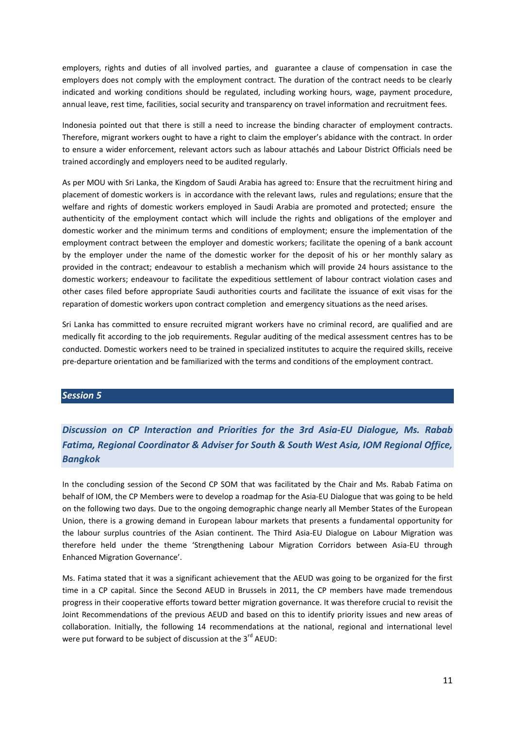employers, rights and duties of all involved parties, and guarantee a clause of compensation in case the employers does not comply with the employment contract. The duration of the contract needs to be clearly indicated and working conditions should be regulated, including working hours, wage, payment procedure, annual leave, rest time, facilities, social security and transparency on travel information and recruitment fees.

Indonesia pointed out that there is still a need to increase the binding character of employment contracts. Therefore, migrant workers ought to have a right to claim the employer's abidance with the contract. In order to ensure a wider enforcement, relevant actors such as labour attachés and Labour District Officials need be trained accordingly and employers need to be audited regularly.

As per MOU with Sri Lanka, the Kingdom of Saudi Arabia has agreed to: Ensure that the recruitment hiring and placement of domestic workers is in accordance with the relevant laws, rules and regulations; ensure that the welfare and rights of domestic workers employed in Saudi Arabia are promoted and protected; ensure the authenticity of the employment contact which will include the rights and obligations of the employer and domestic worker and the minimum terms and conditions of employment; ensure the implementation of the employment contract between the employer and domestic workers; facilitate the opening of a bank account by the employer under the name of the domestic worker for the deposit of his or her monthly salary as provided in the contract; endeavour to establish a mechanism which will provide 24 hours assistance to the domestic workers; endeavour to facilitate the expeditious settlement of labour contract violation cases and other cases filed before appropriate Saudi authorities courts and facilitate the issuance of exit visas for the reparation of domestic workers upon contract completion and emergency situations as the need arises.

Sri Lanka has committed to ensure recruited migrant workers have no criminal record, are qualified and are medically fit according to the job requirements. Regular auditing of the medical assessment centres has to be conducted. Domestic workers need to be trained in specialized institutes to acquire the required skills, receive pre-departure orientation and be familiarized with the terms and conditions of the employment contract.

## *Session 5*

### *Discussion on CP Interaction and Priorities for the 3rd Asia-EU Dialogue, Ms. Rabab Fatima, Regional Coordinator & Adviser for South & South West Asia, IOM Regional Office, Bangkok*

In the concluding session of the Second CP SOM that was facilitated by the Chair and Ms. Rabab Fatima on behalf of IOM, the CP Members were to develop a roadmap for the Asia-EU Dialogue that was going to be held on the following two days. Due to the ongoing demographic change nearly all Member States of the European Union, there is a growing demand in European labour markets that presents a fundamental opportunity for the labour surplus countries of the Asian continent. The Third Asia-EU Dialogue on Labour Migration was therefore held under the theme 'Strengthening Labour Migration Corridors between Asia-EU through Enhanced Migration Governance'.

Ms. Fatima stated that it was a significant achievement that the AEUD was going to be organized for the first time in a CP capital. Since the Second AEUD in Brussels in 2011, the CP members have made tremendous progress in their cooperative efforts toward better migration governance. It was therefore crucial to revisit the Joint Recommendations of the previous AEUD and based on this to identify priority issues and new areas of collaboration. Initially, the following 14 recommendations at the national, regional and international level were put forward to be subject of discussion at the 3rd AEUD: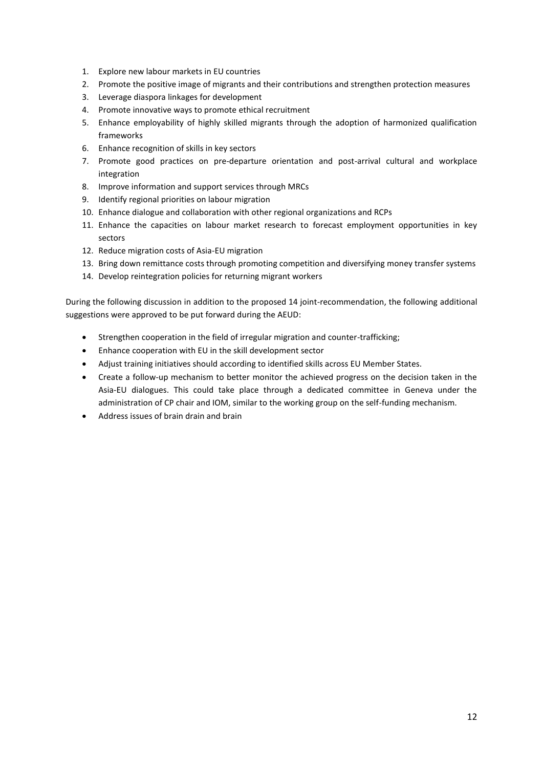1. Explore new labour markets in EU countries
2. Promote the positive image of migrants and their contributions and strengthen protection measures
3. Leverage diaspora linkages for development
4. Promote innovative ways to promote ethical recruitment
5. Enhance employability of highly skilled migrants through the adoption of harmonized qualification frameworks
6. Enhance recognition of skills in key sectors
7. Promote good practices on pre-departure orientation and post-arrival cultural and workplace integration
8. Improve information and support services through MRCs
9. Identify regional priorities on labour migration
10. Enhance dialogue and collaboration with other regional organizations and RCPs
11. Enhance the capacities on labour market research to forecast employment opportunities in key sectors
12. Reduce migration costs of Asia-EU migration
13. Bring down remittance costs through promoting competition and diversifying money transfer systems
14. Develop reintegration policies for returning migrant workers

During the following discussion in addition to the proposed 14 joint-recommendation, the following additional suggestions were approved to be put forward during the AEUD:

- Strengthen cooperation in the field of irregular migration and counter-trafficking;
- Enhance cooperation with EU in the skill development sector
- Adjust training initiatives should according to identified skills across EU Member States.
- Create a follow-up mechanism to better monitor the achieved progress on the decision taken in the Asia-EU dialogues. This could take place through a dedicated committee in Geneva under the administration of CP chair and IOM, similar to the working group on the self-funding mechanism.
- Address issues of brain drain and brain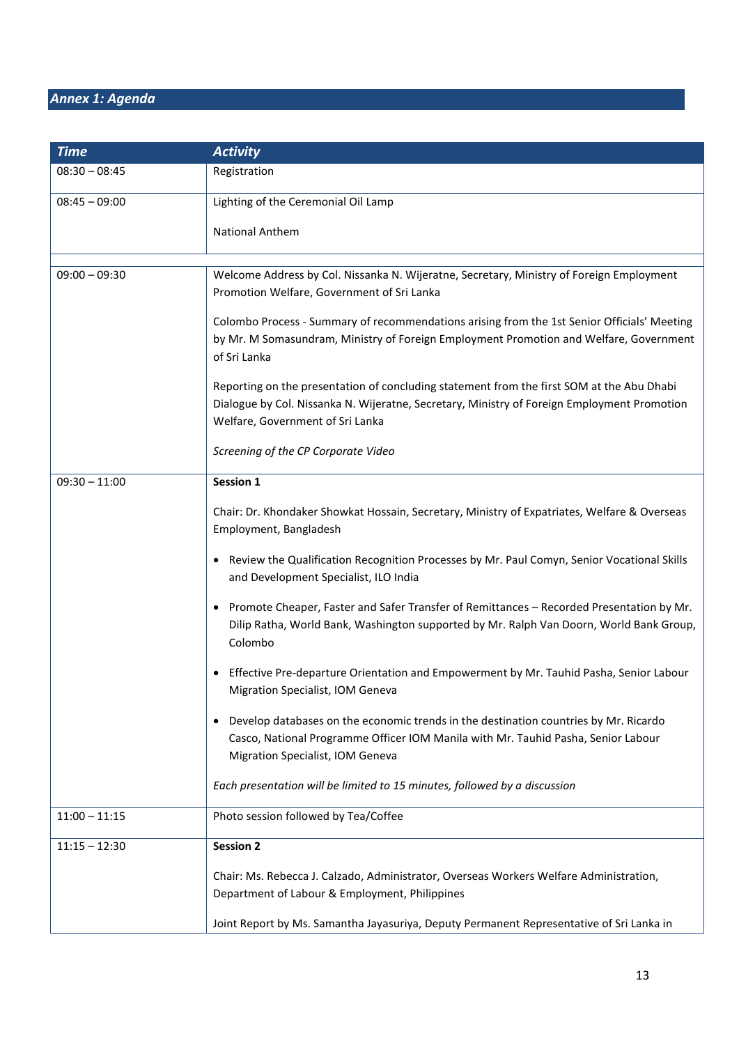## *Annex 1: Agenda*

| *Time* | *Activity* |
| --- | --- |
| 08:30 – 08:45 | Registration |
| 08:45 – 09:00 | Lighting of the Ceremonial Oil Lamp<br><br>National Anthem |
| | |
| 09:00 – 09:30 | Welcome Address by Col. Nissanka N. Wijeratne, Secretary, Ministry of Foreign Employment Promotion Welfare, Government of Sri Lanka<br><br>Colombo Process - Summary of recommendations arising from the 1st Senior Officials' Meeting by Mr. M Somasundram, Ministry of Foreign Employment Promotion and Welfare, Government of Sri Lanka<br><br>Reporting on the presentation of concluding statement from the first SOM at the Abu Dhabi Dialogue by Col. Nissanka N. Wijeratne, Secretary, Ministry of Foreign Employment Promotion Welfare, Government of Sri Lanka<br><br>*Screening of the CP Corporate Video* |
| 09:30 – 11:00 | **Session 1**<br><br>Chair: Dr. Khondaker Showkat Hossain, Secretary, Ministry of Expatriates, Welfare & Overseas Employment, Bangladesh<br><br>• Review the Qualification Recognition Processes by Mr. Paul Comyn, Senior Vocational Skills and Development Specialist, ILO India<br><br>• Promote Cheaper, Faster and Safer Transfer of Remittances – Recorded Presentation by Mr. Dilip Ratha, World Bank, Washington supported by Mr. Ralph Van Doorn, World Bank Group, Colombo<br><br>• Effective Pre-departure Orientation and Empowerment by Mr. Tauhid Pasha, Senior Labour Migration Specialist, IOM Geneva<br><br>• Develop databases on the economic trends in the destination countries by Mr. Ricardo Casco, National Programme Officer IOM Manila with Mr. Tauhid Pasha, Senior Labour Migration Specialist, IOM Geneva<br><br>*Each presentation will be limited to 15 minutes, followed by a discussion* |
| 11:00 – 11:15 | Photo session followed by Tea/Coffee |
| 11:15 – 12:30 | **Session 2**<br><br>Chair: Ms. Rebecca J. Calzado, Administrator, Overseas Workers Welfare Administration, Department of Labour & Employment, Philippines<br><br>Joint Report by Ms. Samantha Jayasuriya, Deputy Permanent Representative of Sri Lanka in |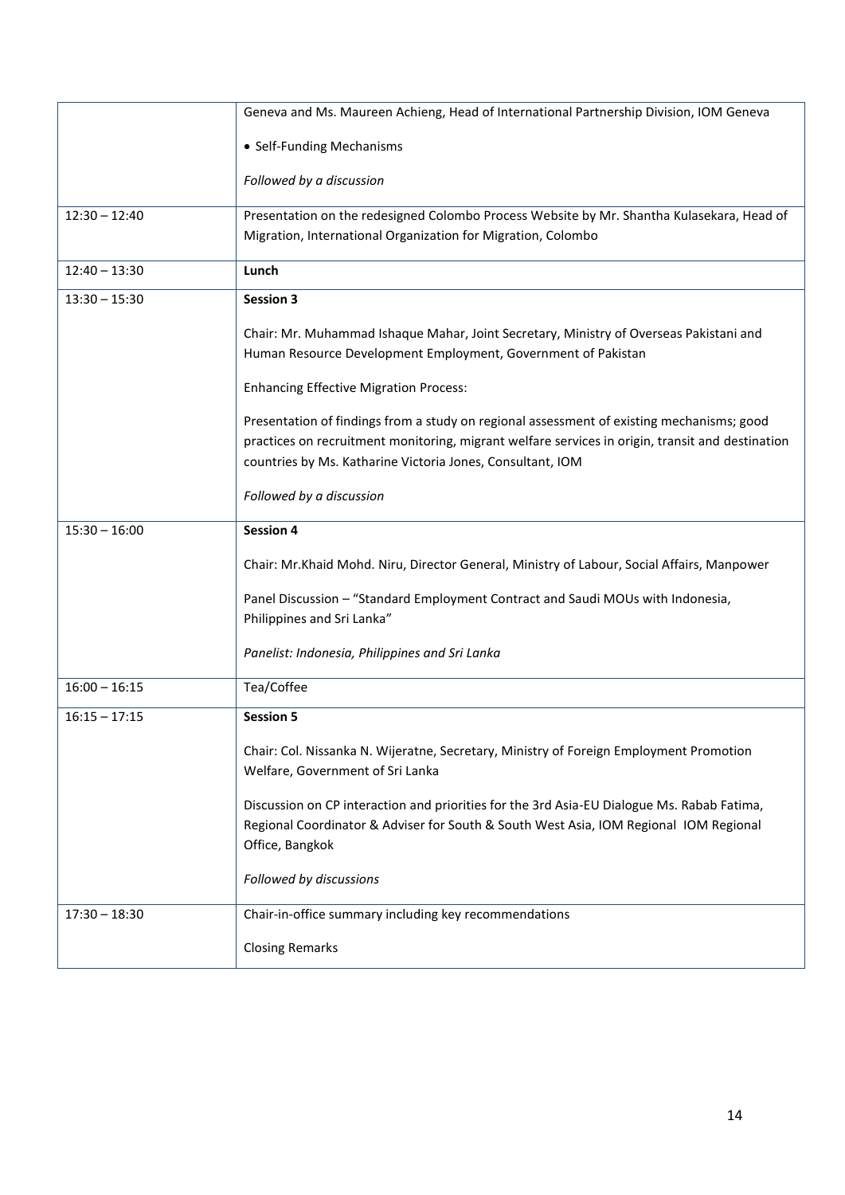| | |
|---|---|
| | Geneva and Ms. Maureen Achieng, Head of International Partnership Division, IOM Geneva<br><br>• Self-Funding Mechanisms<br><br>*Followed by a discussion* |
| 12:30 – 12:40 | Presentation on the redesigned Colombo Process Website by Mr. Shantha Kulasekara, Head of Migration, International Organization for Migration, Colombo |
| 12:40 – 13:30 | **Lunch** |
| 13:30 – 15:30 | **Session 3**<br><br>Chair: Mr. Muhammad Ishaque Mahar, Joint Secretary, Ministry of Overseas Pakistani and Human Resource Development Employment, Government of Pakistan<br><br>Enhancing Effective Migration Process:<br><br>Presentation of findings from a study on regional assessment of existing mechanisms; good practices on recruitment monitoring, migrant welfare services in origin, transit and destination countries by Ms. Katharine Victoria Jones, Consultant, IOM<br><br>*Followed by a discussion* |
| 15:30 – 16:00 | **Session 4**<br><br>Chair: Mr.Khaid Mohd. Niru, Director General, Ministry of Labour, Social Affairs, Manpower<br><br>Panel Discussion – "Standard Employment Contract and Saudi MOUs with Indonesia, Philippines and Sri Lanka"<br><br>*Panelist: Indonesia, Philippines and Sri Lanka* |
| 16:00 – 16:15 | Tea/Coffee |
| 16:15 – 17:15 | **Session 5**<br><br>Chair: Col. Nissanka N. Wijeratne, Secretary, Ministry of Foreign Employment Promotion Welfare, Government of Sri Lanka<br><br>Discussion on CP interaction and priorities for the 3rd Asia-EU Dialogue Ms. Rabab Fatima, Regional Coordinator & Adviser for South & South West Asia, IOM Regional IOM Regional Office, Bangkok<br><br>*Followed by discussions* |
| 17:30 – 18:30 | Chair-in-office summary including key recommendations<br><br>Closing Remarks |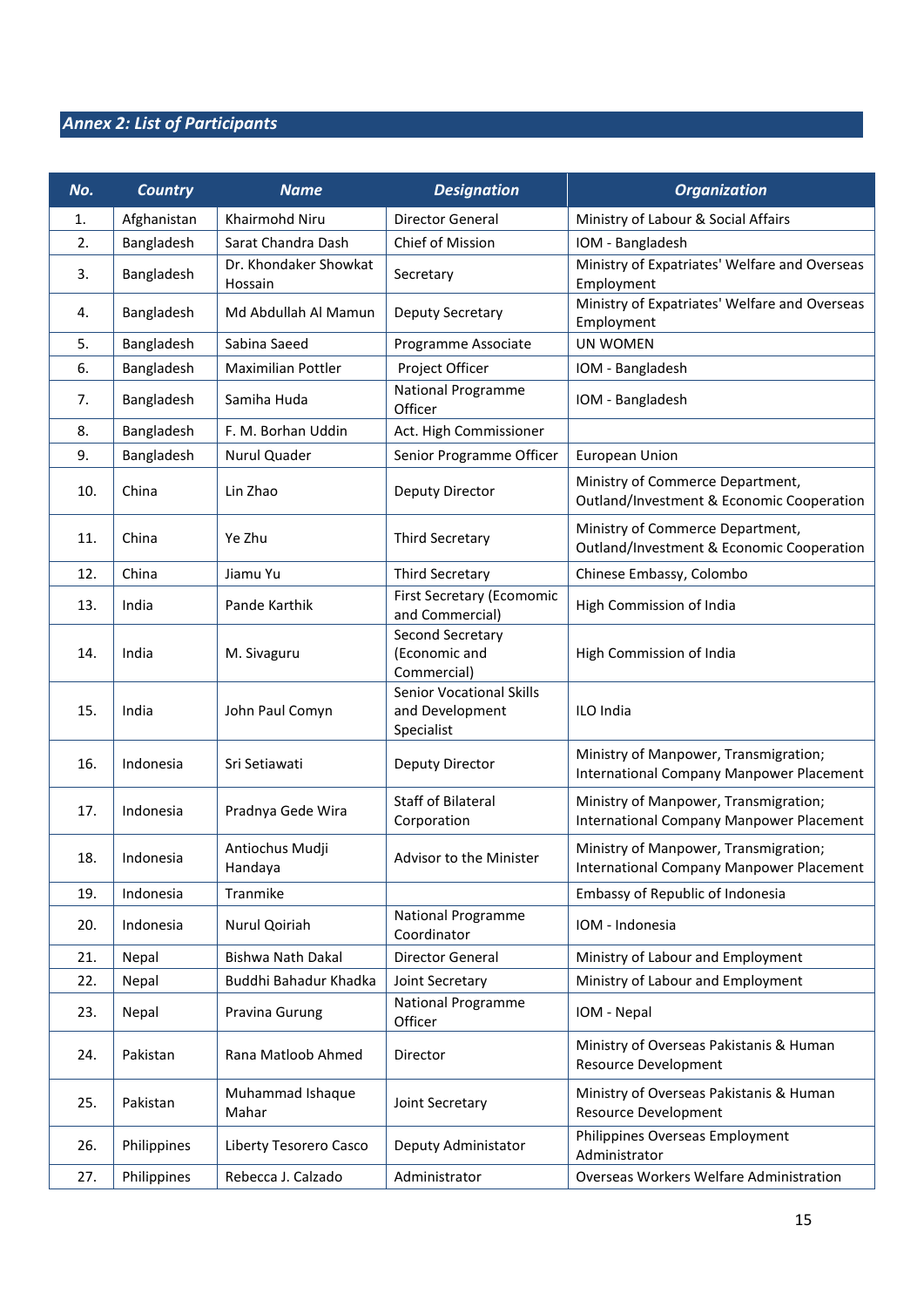## Annex 2: List of Participants

| No. | Country | Name | Designation | Organization |
|---|---|---|---|---|
| 1. | Afghanistan | Khairmohd Niru | Director General | Ministry of Labour & Social Affairs |
| 2. | Bangladesh | Sarat Chandra Dash | Chief of Mission | IOM - Bangladesh |
| 3. | Bangladesh | Dr. Khondaker Showkat Hossain | Secretary | Ministry of Expatriates' Welfare and Overseas Employment |
| 4. | Bangladesh | Md Abdullah Al Mamun | Deputy Secretary | Ministry of Expatriates' Welfare and Overseas Employment |
| 5. | Bangladesh | Sabina Saeed | Programme Associate | UN WOMEN |
| 6. | Bangladesh | Maximilian Pottler | Project Officer | IOM - Bangladesh |
| 7. | Bangladesh | Samiha Huda | National Programme Officer | IOM - Bangladesh |
| 8. | Bangladesh | F. M. Borhan Uddin | Act. High Commissioner | |
| 9. | Bangladesh | Nurul Quader | Senior Programme Officer | European Union |
| 10. | China | Lin Zhao | Deputy Director | Ministry of Commerce Department, Outland/Investment & Economic Cooperation |
| 11. | China | Ye Zhu | Third Secretary | Ministry of Commerce Department, Outland/Investment & Economic Cooperation |
| 12. | China | Jiamu Yu | Third Secretary | Chinese Embassy, Colombo |
| 13. | India | Pande Karthik | First Secretary (Ecomomic and Commercial) | High Commission of India |
| 14. | India | M. Sivaguru | Second Secretary (Economic and Commercial) | High Commission of India |
| 15. | India | John Paul Comyn | Senior Vocational Skills and Development Specialist | ILO India |
| 16. | Indonesia | Sri Setiawati | Deputy Director | Ministry of Manpower, Transmigration; International Company Manpower Placement |
| 17. | Indonesia | Pradnya Gede Wira | Staff of Bilateral Corporation | Ministry of Manpower, Transmigration; International Company Manpower Placement |
| 18. | Indonesia | Antiochus Mudji Handaya | Advisor to the Minister | Ministry of Manpower, Transmigration; International Company Manpower Placement |
| 19. | Indonesia | Tranmike | | Embassy of Republic of Indonesia |
| 20. | Indonesia | Nurul Qoiriah | National Programme Coordinator | IOM - Indonesia |
| 21. | Nepal | Bishwa Nath Dakal | Director General | Ministry of Labour and Employment |
| 22. | Nepal | Buddhi Bahadur Khadka | Joint Secretary | Ministry of Labour and Employment |
| 23. | Nepal | Pravina Gurung | National Programme Officer | IOM - Nepal |
| 24. | Pakistan | Rana Matloob Ahmed | Director | Ministry of Overseas Pakistanis & Human Resource Development |
| 25. | Pakistan | Muhammad Ishaque Mahar | Joint Secretary | Ministry of Overseas Pakistanis & Human Resource Development |
| 26. | Philippines | Liberty Tesorero Casco | Deputy Administator | Philippines Overseas Employment Administrator |
| 27. | Philippines | Rebecca J. Calzado | Administrator | Overseas Workers Welfare Administration |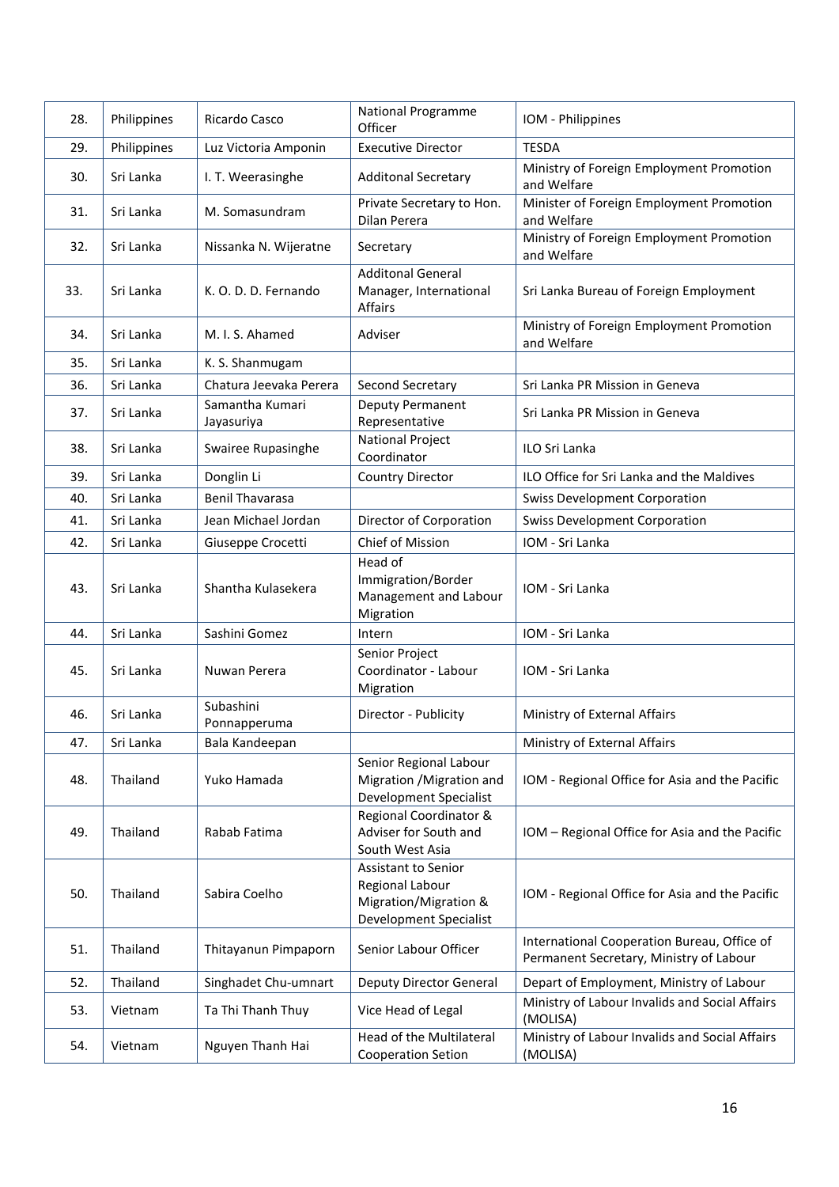| | | | | |
|---|---|---|---|---|
| 28. | Philippines | Ricardo Casco | National Programme Officer | IOM - Philippines |
| 29. | Philippines | Luz Victoria Amponin | Executive Director | TESDA |
| 30. | Sri Lanka | I. T. Weerasinghe | Additonal Secretary | Ministry of Foreign Employment Promotion and Welfare |
| 31. | Sri Lanka | M. Somasundram | Private Secretary to Hon. Dilan Perera | Minister of Foreign Employment Promotion and Welfare |
| 32. | Sri Lanka | Nissanka N. Wijeratne | Secretary | Ministry of Foreign Employment Promotion and Welfare |
| 33. | Sri Lanka | K. O. D. D. Fernando | Additonal General Manager, International Affairs | Sri Lanka Bureau of Foreign Employment |
| 34. | Sri Lanka | M. I. S. Ahamed | Adviser | Ministry of Foreign Employment Promotion and Welfare |
| 35. | Sri Lanka | K. S. Shanmugam | | |
| 36. | Sri Lanka | Chatura Jeevaka Perera | Second Secretary | Sri Lanka PR Mission in Geneva |
| 37. | Sri Lanka | Samantha Kumari Jayasuriya | Deputy Permanent Representative | Sri Lanka PR Mission in Geneva |
| 38. | Sri Lanka | Swairee Rupasinghe | National Project Coordinator | ILO Sri Lanka |
| 39. | Sri Lanka | Donglin Li | Country Director | ILO Office for Sri Lanka and the Maldives |
| 40. | Sri Lanka | Benil Thavarasa | | Swiss Development Corporation |
| 41. | Sri Lanka | Jean Michael Jordan | Director of Corporation | Swiss Development Corporation |
| 42. | Sri Lanka | Giuseppe Crocetti | Chief of Mission | IOM - Sri Lanka |
| 43. | Sri Lanka | Shantha Kulasekera | Head of Immigration/Border Management and Labour Migration | IOM - Sri Lanka |
| 44. | Sri Lanka | Sashini Gomez | Intern | IOM - Sri Lanka |
| 45. | Sri Lanka | Nuwan Perera | Senior Project Coordinator - Labour Migration | IOM - Sri Lanka |
| 46. | Sri Lanka | Subashini Ponnapperuma | Director - Publicity | Ministry of External Affairs |
| 47. | Sri Lanka | Bala Kandeepan | | Ministry of External Affairs |
| 48. | Thailand | Yuko Hamada | Senior Regional Labour Migration /Migration and Development Specialist | IOM - Regional Office for Asia and the Pacific |
| 49. | Thailand | Rabab Fatima | Regional Coordinator & Adviser for South and South West Asia | IOM – Regional Office for Asia and the Pacific |
| 50. | Thailand | Sabira Coelho | Assistant to Senior Regional Labour Migration/Migration & Development Specialist | IOM - Regional Office for Asia and the Pacific |
| 51. | Thailand | Thitayanun Pimpaporn | Senior Labour Officer | International Cooperation Bureau, Office of Permanent Secretary, Ministry of Labour |
| 52. | Thailand | Singhadet Chu-umnart | Deputy Director General | Depart of Employment, Ministry of Labour |
| 53. | Vietnam | Ta Thi Thanh Thuy | Vice Head of Legal | Ministry of Labour Invalids and Social Affairs (MOLISA) |
| 54. | Vietnam | Nguyen Thanh Hai | Head of the Multilateral Cooperation Setion | Ministry of Labour Invalids and Social Affairs (MOLISA) |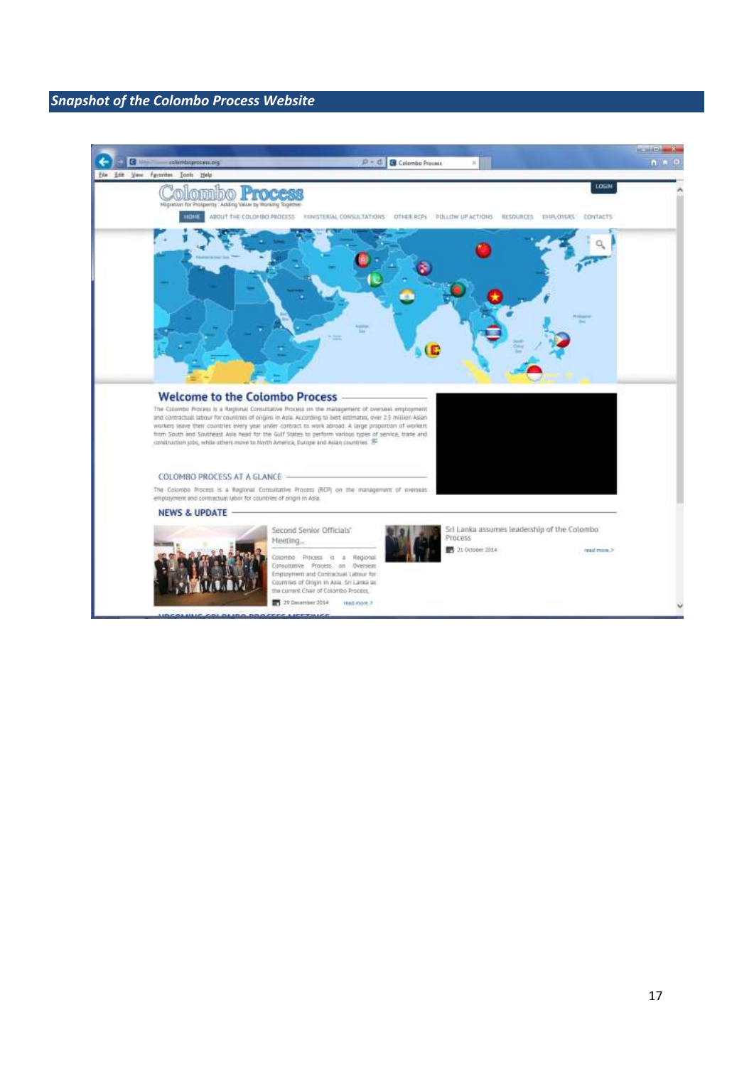## *Snapshot of the Colombo Process Website*